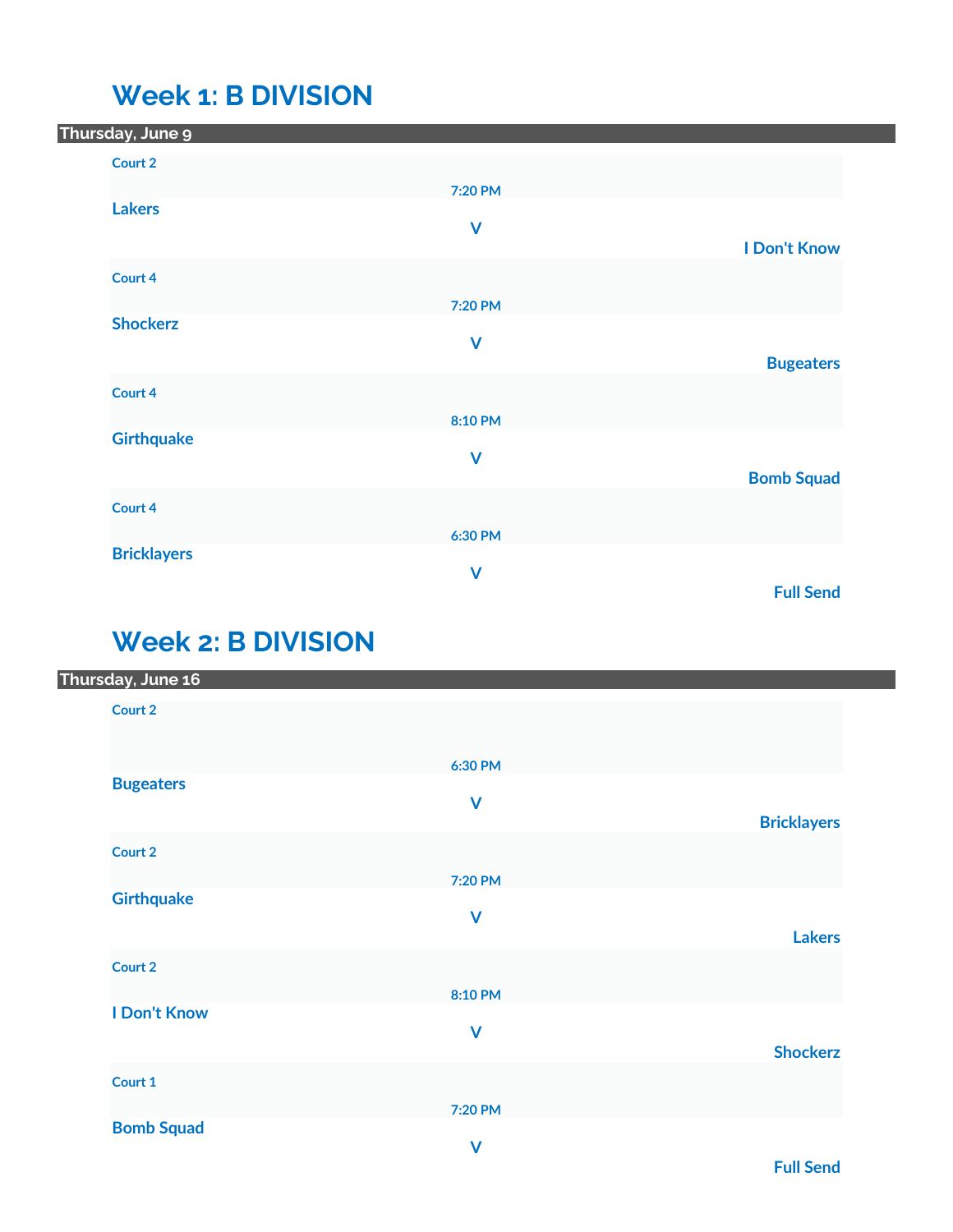# Week 1: B DIVISION

**Thursday, June 9**

Court 2
7:20 PM
**Lakers**
V
**I Don't Know**

Court 4
7:20 PM
**Shockerz**
V
**Bugeaters**

Court 4
8:10 PM
**Girthquake**
V
**Bomb Squad**

Court 4
6:30 PM
**Bricklayers**
V
**Full Send**

# Week 2: B DIVISION

**Thursday, June 16**

Court 2
6:30 PM
**Bugeaters**
V
**Bricklayers**

Court 2
7:20 PM
**Girthquake**
V
**Lakers**

Court 2
8:10 PM
**I Don't Know**
V
**Shockerz**

Court 1
7:20 PM
**Bomb Squad**
V
**Full Send**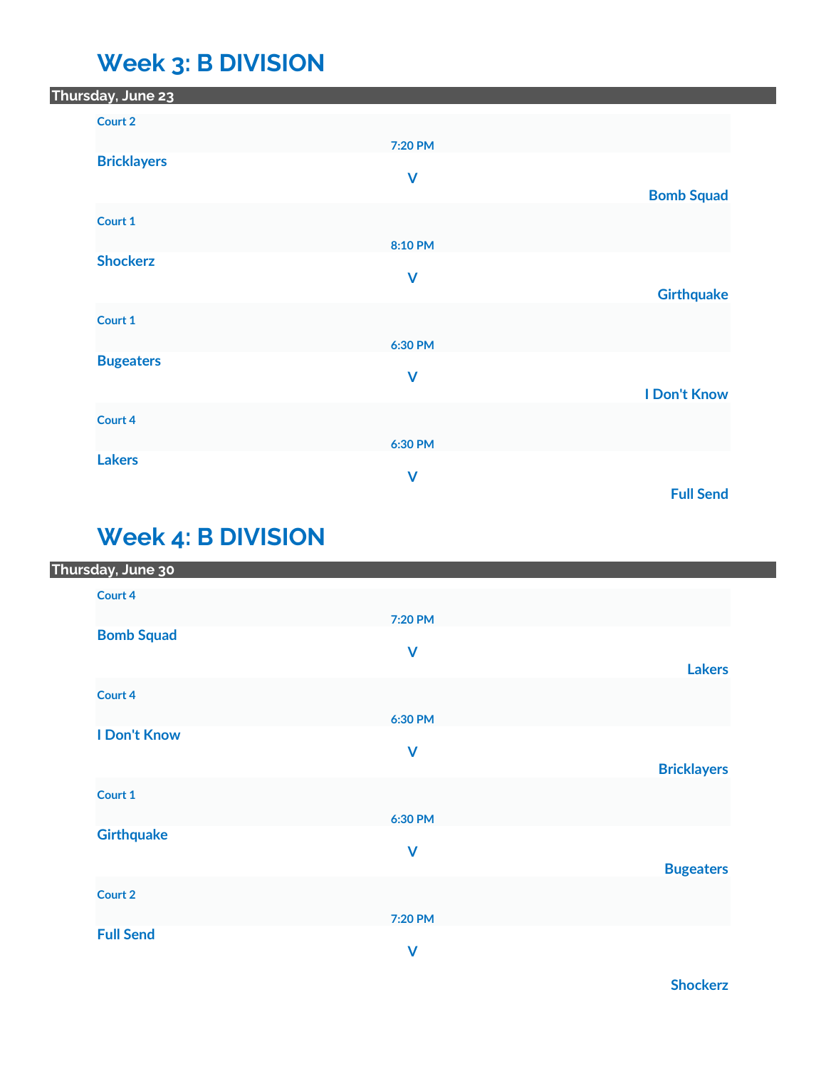## Week 3: B DIVISION

**Thursday, June 23**

Court 2

7:20 PM

**Bricklayers**

V

**Bomb Squad**

Court 1

8:10 PM

**Shockerz**

V

**Girthquake**

Court 1

6:30 PM

**Bugeaters**

V

**I Don't Know**

Court 4

6:30 PM

**Lakers**

V

**Full Send**

## Week 4: B DIVISION

**Thursday, June 30**

Court 4

7:20 PM

**Bomb Squad**

V

**Lakers**

Court 4

6:30 PM

**I Don't Know**

V

**Bricklayers**

Court 1

6:30 PM

**Girthquake**

V

**Bugeaters**

Court 2

7:20 PM

**Full Send**

V

**Shockerz**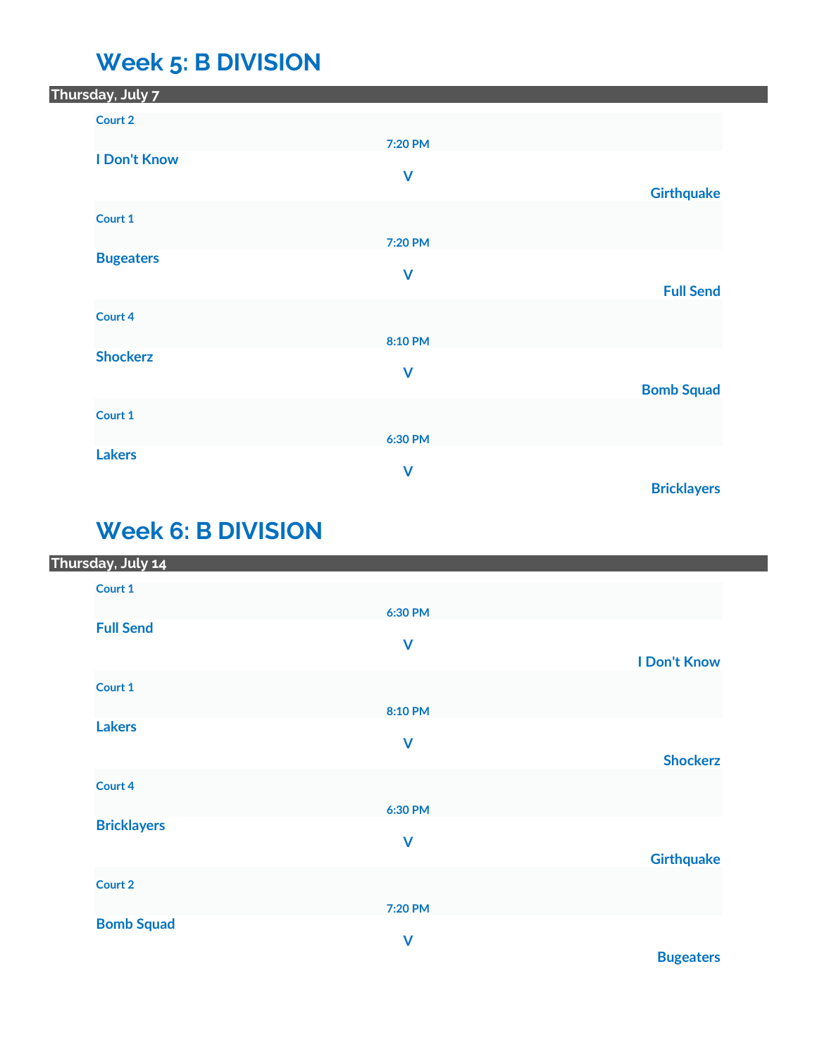# Week 5: B DIVISION

**Thursday, July 7**

Court 2

7:20 PM

**I Don't Know**

V

**Girthquake**

Court 1

7:20 PM

**Bugeaters**

V

**Full Send**

Court 4

8:10 PM

**Shockerz**

V

**Bomb Squad**

Court 1

6:30 PM

**Lakers**

V

**Bricklayers**

# Week 6: B DIVISION

**Thursday, July 14**

Court 1

6:30 PM

**Full Send**

V

**I Don't Know**

Court 1

8:10 PM

**Lakers**

V

**Shockerz**

Court 4

6:30 PM

**Bricklayers**

V

**Girthquake**

Court 2

7:20 PM

**Bomb Squad**

V

**Bugeaters**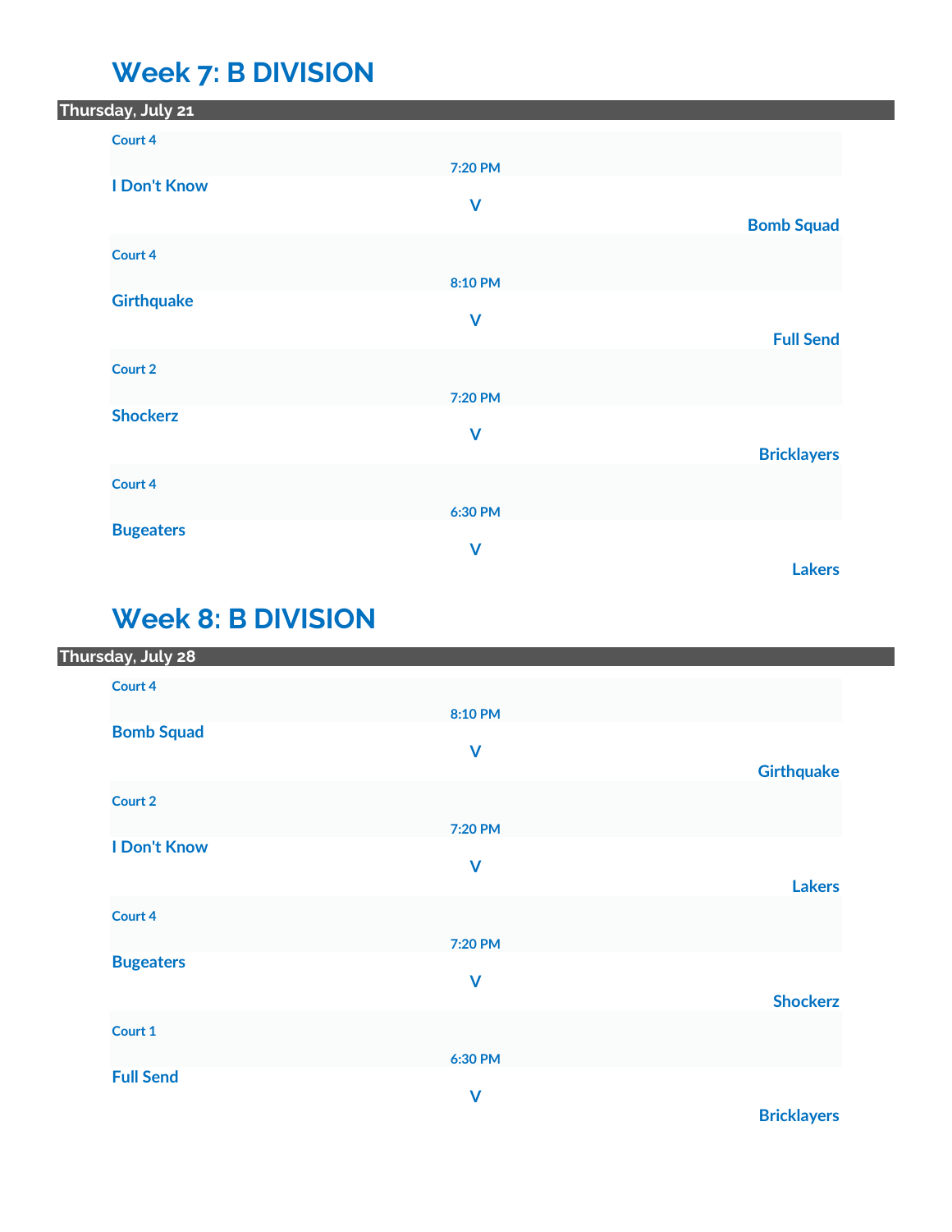# Week 7: B DIVISION

**Thursday, July 21**

Court 4
7:20 PM
**I Don't Know** V **Bomb Squad**

Court 4
8:10 PM
**Girthquake** V **Full Send**

Court 2
7:20 PM
**Shockerz** V **Bricklayers**

Court 4
6:30 PM
**Bugeaters** V **Lakers**

# Week 8: B DIVISION

**Thursday, July 28**

Court 4
8:10 PM
**Bomb Squad** V **Girthquake**

Court 2
7:20 PM
**I Don't Know** V **Lakers**

Court 4
7:20 PM
**Bugeaters** V **Shockerz**

Court 1
6:30 PM
**Full Send** V **Bricklayers**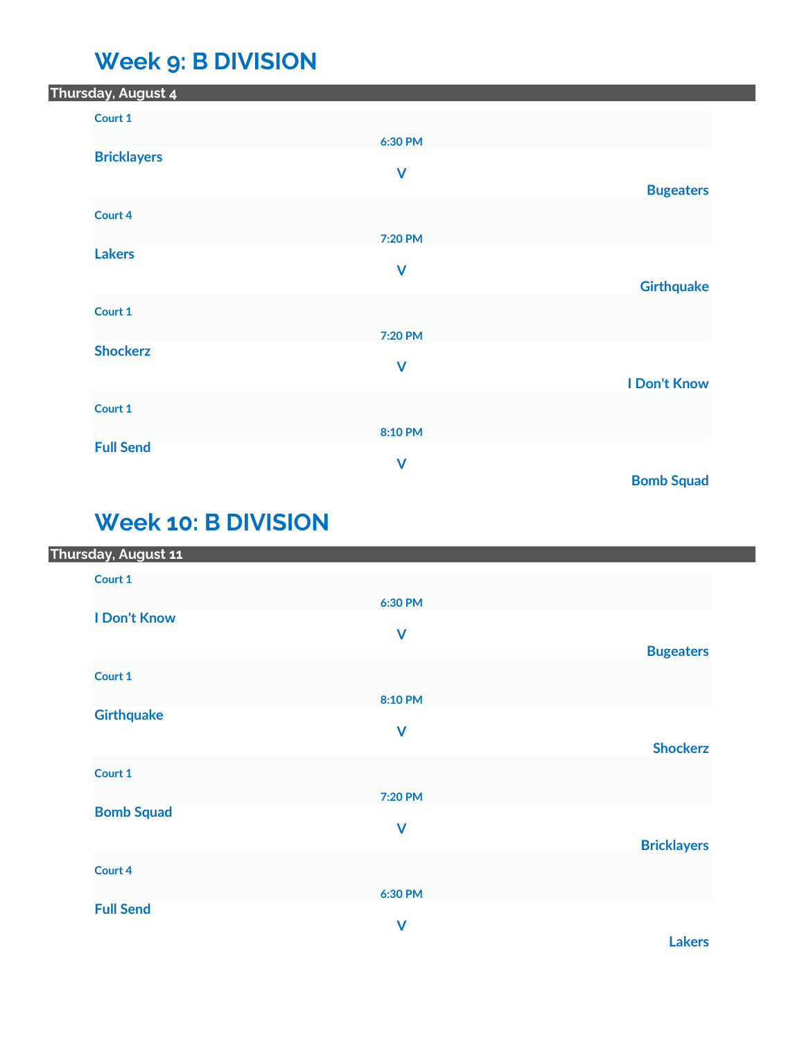## Week 9: B DIVISION

**Thursday, August 4**

**Court 1**

**6:30 PM**

**Bricklayers**

**V**

**Bugeaters**

**Court 4**

**7:20 PM**

**Lakers**

**V**

**Girthquake**

**Court 1**

**7:20 PM**

**Shockerz**

**V**

**I Don't Know**

**Court 1**

**8:10 PM**

**Full Send**

**V**

**Bomb Squad**

## Week 10: B DIVISION

**Thursday, August 11**

**Court 1**

**6:30 PM**

**I Don't Know**

**V**

**Bugeaters**

**Court 1**

**8:10 PM**

**Girthquake**

**V**

**Shockerz**

**Court 1**

**7:20 PM**

**Bomb Squad**

**V**

**Bricklayers**

**Court 4**

**6:30 PM**

**Full Send**

**V**

**Lakers**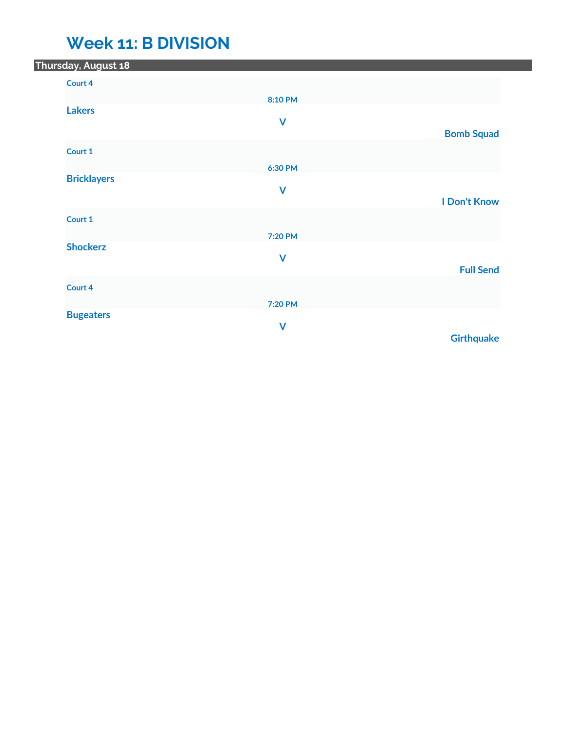# Week 11: B DIVISION

**Thursday, August 18**

**Court 4**

**8:10 PM**

**Lakers**

**V**

**Bomb Squad**

**Court 1**

**6:30 PM**

**Bricklayers**

**V**

**I Don't Know**

**Court 1**

**7:20 PM**

**Shockerz**

**V**

**Full Send**

**Court 4**

**7:20 PM**

**Bugeaters**

**V**

**Girthquake**